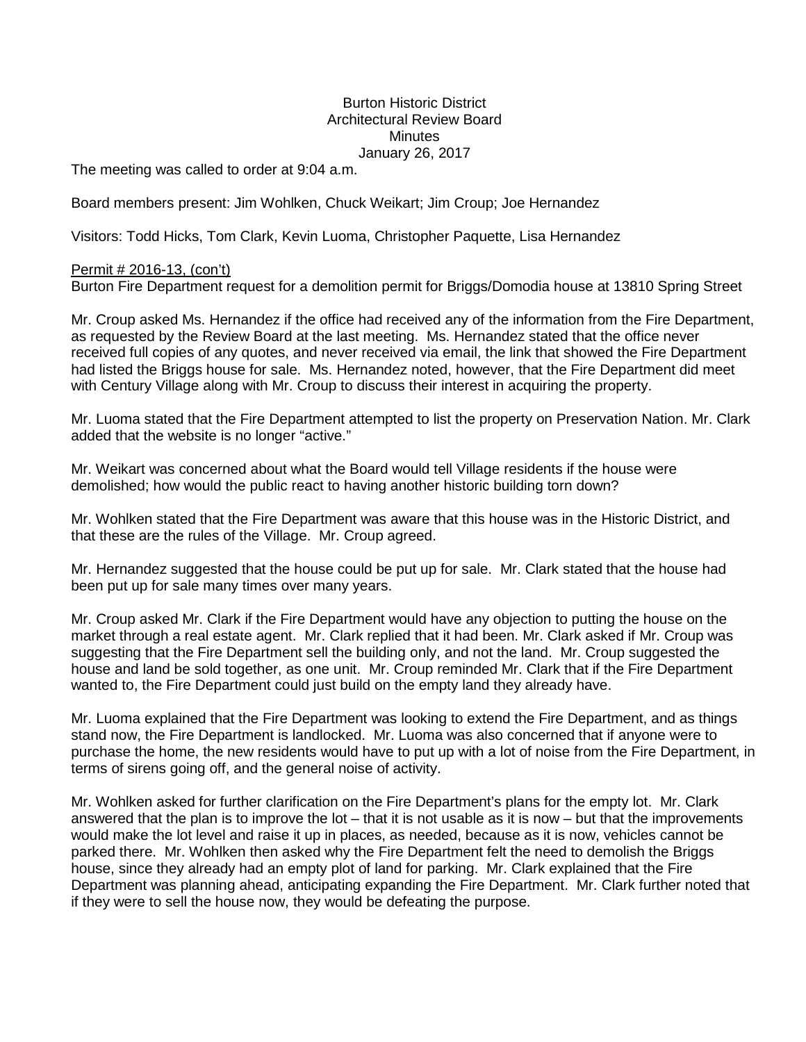# Burton Historic District
## Architectural Review Board
## Minutes
## January 26, 2017

The meeting was called to order at 9:04 a.m.

Board members present: Jim Wohlken, Chuck Weikart; Jim Croup; Joe Hernandez

Visitors: Todd Hicks, Tom Clark, Kevin Luoma, Christopher Paquette, Lisa Hernandez

<u>Permit # 2016-13, (con't)</u>

Burton Fire Department request for a demolition permit for Briggs/Domodia house at 13810 Spring Street

Mr. Croup asked Ms. Hernandez if the office had received any of the information from the Fire Department, as requested by the Review Board at the last meeting. Ms. Hernandez stated that the office never received full copies of any quotes, and never received via email, the link that showed the Fire Department had listed the Briggs house for sale. Ms. Hernandez noted, however, that the Fire Department did meet with Century Village along with Mr. Croup to discuss their interest in acquiring the property.

Mr. Luoma stated that the Fire Department attempted to list the property on Preservation Nation. Mr. Clark added that the website is no longer "active."

Mr. Weikart was concerned about what the Board would tell Village residents if the house were demolished; how would the public react to having another historic building torn down?

Mr. Wohlken stated that the Fire Department was aware that this house was in the Historic District, and that these are the rules of the Village. Mr. Croup agreed.

Mr. Hernandez suggested that the house could be put up for sale. Mr. Clark stated that the house had been put up for sale many times over many years.

Mr. Croup asked Mr. Clark if the Fire Department would have any objection to putting the house on the market through a real estate agent. Mr. Clark replied that it had been. Mr. Clark asked if Mr. Croup was suggesting that the Fire Department sell the building only, and not the land. Mr. Croup suggested the house and land be sold together, as one unit. Mr. Croup reminded Mr. Clark that if the Fire Department wanted to, the Fire Department could just build on the empty land they already have.

Mr. Luoma explained that the Fire Department was looking to extend the Fire Department, and as things stand now, the Fire Department is landlocked. Mr. Luoma was also concerned that if anyone were to purchase the home, the new residents would have to put up with a lot of noise from the Fire Department, in terms of sirens going off, and the general noise of activity.

Mr. Wohlken asked for further clarification on the Fire Department's plans for the empty lot. Mr. Clark answered that the plan is to improve the lot – that it is not usable as it is now – but that the improvements would make the lot level and raise it up in places, as needed, because as it is now, vehicles cannot be parked there. Mr. Wohlken then asked why the Fire Department felt the need to demolish the Briggs house, since they already had an empty plot of land for parking. Mr. Clark explained that the Fire Department was planning ahead, anticipating expanding the Fire Department. Mr. Clark further noted that if they were to sell the house now, they would be defeating the purpose.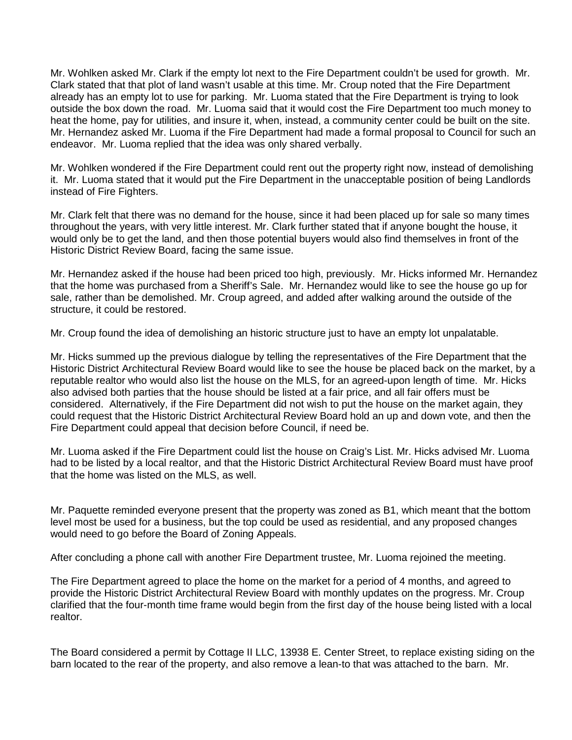Mr. Wohlken asked Mr. Clark if the empty lot next to the Fire Department couldn't be used for growth. Mr. Clark stated that that plot of land wasn't usable at this time. Mr. Croup noted that the Fire Department already has an empty lot to use for parking. Mr. Luoma stated that the Fire Department is trying to look outside the box down the road. Mr. Luoma said that it would cost the Fire Department too much money to heat the home, pay for utilities, and insure it, when, instead, a community center could be built on the site. Mr. Hernandez asked Mr. Luoma if the Fire Department had made a formal proposal to Council for such an endeavor. Mr. Luoma replied that the idea was only shared verbally.

Mr. Wohlken wondered if the Fire Department could rent out the property right now, instead of demolishing it. Mr. Luoma stated that it would put the Fire Department in the unacceptable position of being Landlords instead of Fire Fighters.

Mr. Clark felt that there was no demand for the house, since it had been placed up for sale so many times throughout the years, with very little interest. Mr. Clark further stated that if anyone bought the house, it would only be to get the land, and then those potential buyers would also find themselves in front of the Historic District Review Board, facing the same issue.

Mr. Hernandez asked if the house had been priced too high, previously. Mr. Hicks informed Mr. Hernandez that the home was purchased from a Sheriff's Sale. Mr. Hernandez would like to see the house go up for sale, rather than be demolished. Mr. Croup agreed, and added after walking around the outside of the structure, it could be restored.

Mr. Croup found the idea of demolishing an historic structure just to have an empty lot unpalatable.

Mr. Hicks summed up the previous dialogue by telling the representatives of the Fire Department that the Historic District Architectural Review Board would like to see the house be placed back on the market, by a reputable realtor who would also list the house on the MLS, for an agreed-upon length of time. Mr. Hicks also advised both parties that the house should be listed at a fair price, and all fair offers must be considered. Alternatively, if the Fire Department did not wish to put the house on the market again, they could request that the Historic District Architectural Review Board hold an up and down vote, and then the Fire Department could appeal that decision before Council, if need be.

Mr. Luoma asked if the Fire Department could list the house on Craig's List. Mr. Hicks advised Mr. Luoma had to be listed by a local realtor, and that the Historic District Architectural Review Board must have proof that the home was listed on the MLS, as well.

Mr. Paquette reminded everyone present that the property was zoned as B1, which meant that the bottom level most be used for a business, but the top could be used as residential, and any proposed changes would need to go before the Board of Zoning Appeals.

After concluding a phone call with another Fire Department trustee, Mr. Luoma rejoined the meeting.

The Fire Department agreed to place the home on the market for a period of 4 months, and agreed to provide the Historic District Architectural Review Board with monthly updates on the progress. Mr. Croup clarified that the four-month time frame would begin from the first day of the house being listed with a local realtor.

The Board considered a permit by Cottage II LLC, 13938 E. Center Street, to replace existing siding on the barn located to the rear of the property, and also remove a lean-to that was attached to the barn. Mr.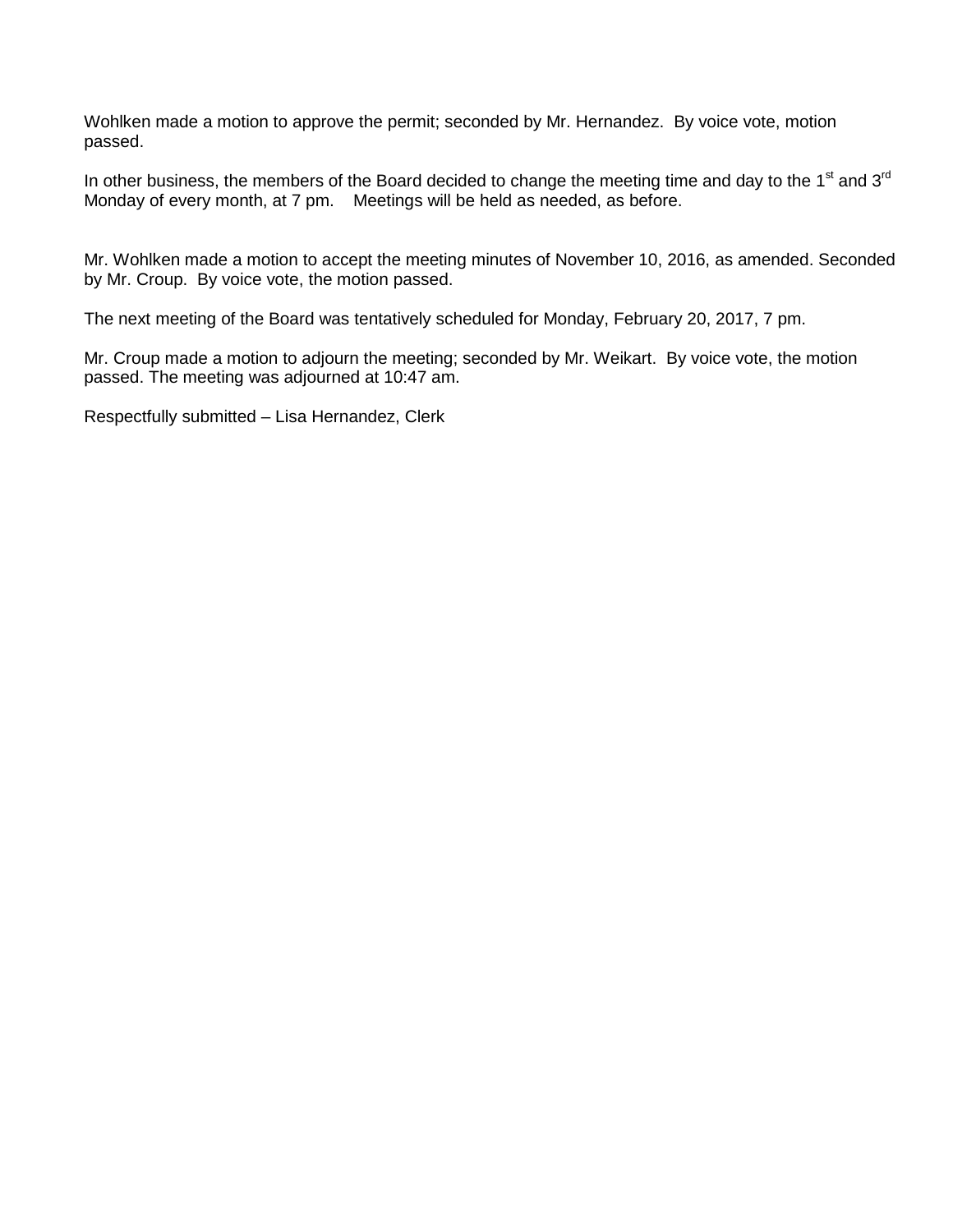Wohlken made a motion to approve the permit; seconded by Mr. Hernandez. By voice vote, motion passed.

In other business, the members of the Board decided to change the meeting time and day to the 1st and 3rd Monday of every month, at 7 pm. Meetings will be held as needed, as before.

Mr. Wohlken made a motion to accept the meeting minutes of November 10, 2016, as amended. Seconded by Mr. Croup. By voice vote, the motion passed.

The next meeting of the Board was tentatively scheduled for Monday, February 20, 2017, 7 pm.

Mr. Croup made a motion to adjourn the meeting; seconded by Mr. Weikart. By voice vote, the motion passed. The meeting was adjourned at 10:47 am.

Respectfully submitted – Lisa Hernandez, Clerk